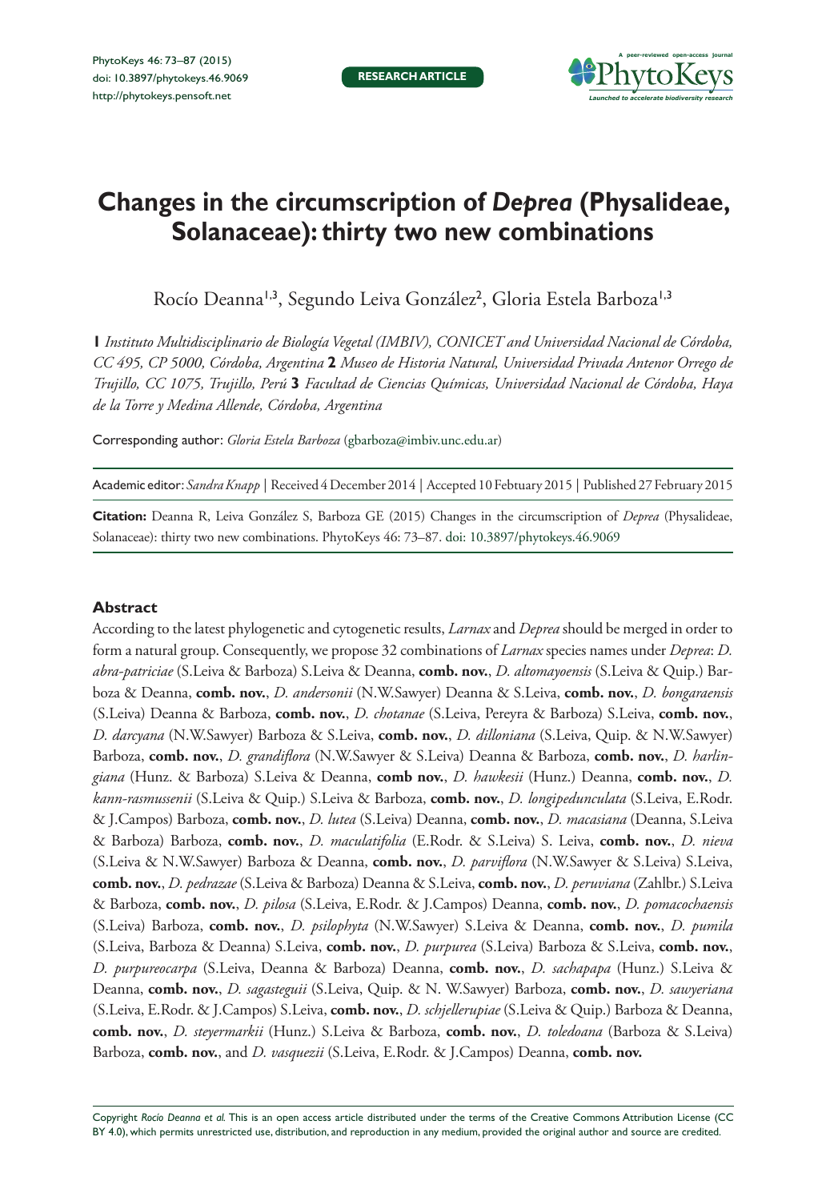RESEARCH ARTICLE

# Changes in the circumscription of *Deprea* (Physalideae, Solanaceae): thirty two new combinations

Rocío Deanna[1,3], Segundo Leiva González[2], Gloria Estela Barboza[1,3]

**1** *Instituto Multidisciplinario de Biología Vegetal (IMBIV), CONICET and Universidad Nacional de Córdoba, CC 495, CP 5000, Córdoba, Argentina* **2** *Museo de Historia Natural, Universidad Privada Antenor Orrego de Trujillo, CC 1075, Trujillo, Perú* **3** *Facultad de Ciencias Químicas, Universidad Nacional de Córdoba, Haya de la Torre y Medina Allende, Córdoba, Argentina*

Corresponding author: *Gloria Estela Barboza* (gbarboza@imbiv.unc.edu.ar)

Academic editor: *Sandra Knapp* | Received 4 December 2014 | Accepted 10 Februay 2015 | Published 27 February 2015

**Citation:** Deanna R, Leiva González S, Barboza GE (2015) Changes in the circumscription of *Deprea* (Physalideae, Solanaceae): thirty two new combinations. PhytoKeys 46: 73–87. doi: 10.3897/phytokeys.46.9069

## Abstract

According to the latest phylogenetic and cytogenetic results, *Larnax* and *Deprea* should be merged in order to form a natural group. Consequently, we propose 32 combinations of *Larnax* species names under *Deprea*: *D. abra-patriciae* (S.Leiva & Barboza) S.Leiva & Deanna, **comb. nov.**, *D. altomayoensis* (S.Leiva & Quip.) Barboza & Deanna, **comb. nov.**, *D. andersonii* (N.W.Sawyer) Deanna & S.Leiva, **comb. nov.**, *D. bongaraensis* (S.Leiva) Deanna & Barboza, **comb. nov.**, *D. chotanae* (S.Leiva, Pereyra & Barboza) S.Leiva, **comb. nov.**, *D. darcyana* (N.W.Sawyer) Barboza & S.Leiva, **comb. nov.**, *D. dilloniana* (S.Leiva, Quip. & N.W.Sawyer) Barboza, **comb. nov.**, *D. grandiflora* (N.W.Sawyer & S.Leiva) Deanna & Barboza, **comb. nov.**, *D. harlingiana* (Hunz. & Barboza) S.Leiva & Deanna, **comb nov.**, *D. hawkesii* (Hunz.) Deanna, **comb. nov.**, *D. kann-rasmussenii* (S.Leiva & Quip.) S.Leiva & Barboza, **comb. nov.**, *D. longipedunculata* (S.Leiva, E.Rodr. & J.Campos) Barboza, **comb. nov.**, *D. lutea* (S.Leiva) Deanna, **comb. nov.**, *D. macasiana* (Deanna, S.Leiva & Barboza) Barboza, **comb. nov.**, *D. maculatifolia* (E.Rodr. & S.Leiva) S. Leiva, **comb. nov.**, *D. nieva* (S.Leiva & N.W.Sawyer) Barboza & Deanna, **comb. nov.**, *D. parviflora* (N.W.Sawyer & S.Leiva) S.Leiva, **comb. nov.**, *D. pedrazae* (S.Leiva & Barboza) Deanna & S.Leiva, **comb. nov.**, *D. peruviana* (Zahlbr.) S.Leiva & Barboza, **comb. nov.**, *D. pilosa* (S.Leiva, E.Rodr. & J.Campos) Deanna, **comb. nov.**, *D. pomacochaensis* (S.Leiva) Barboza, **comb. nov.**, *D. psilophyta* (N.W.Sawyer) S.Leiva & Deanna, **comb. nov.**, *D. pumila* (S.Leiva, Barboza & Deanna) S.Leiva, **comb. nov.**, *D. purpurea* (S.Leiva) Barboza & S.Leiva, **comb. nov.**, *D. purpureocarpa* (S.Leiva, Deanna & Barboza) Deanna, **comb. nov.**, *D. sachapapa* (Hunz.) S.Leiva & Deanna, **comb. nov.**, *D. sagasteguii* (S.Leiva, Quip. & N. W.Sawyer) Barboza, **comb. nov.**, *D. sawyeriana* (S.Leiva, E.Rodr. & J.Campos) S.Leiva, **comb. nov.**, *D. schjellerupiae* (S.Leiva & Quip.) Barboza & Deanna, **comb. nov.**, *D. steyermarkii* (Hunz.) S.Leiva & Barboza, **comb. nov.**, *D. toledoana* (Barboza & S.Leiva) Barboza, **comb. nov.**, and *D. vasquezii* (S.Leiva, E.Rodr. & J.Campos) Deanna, **comb. nov.**

Copyright *Rocío Deanna et al.* This is an open access article distributed under the terms of the Creative Commons Attribution License (CC BY 4.0), which permits unrestricted use, distribution, and reproduction in any medium, provided the original author and source are credited.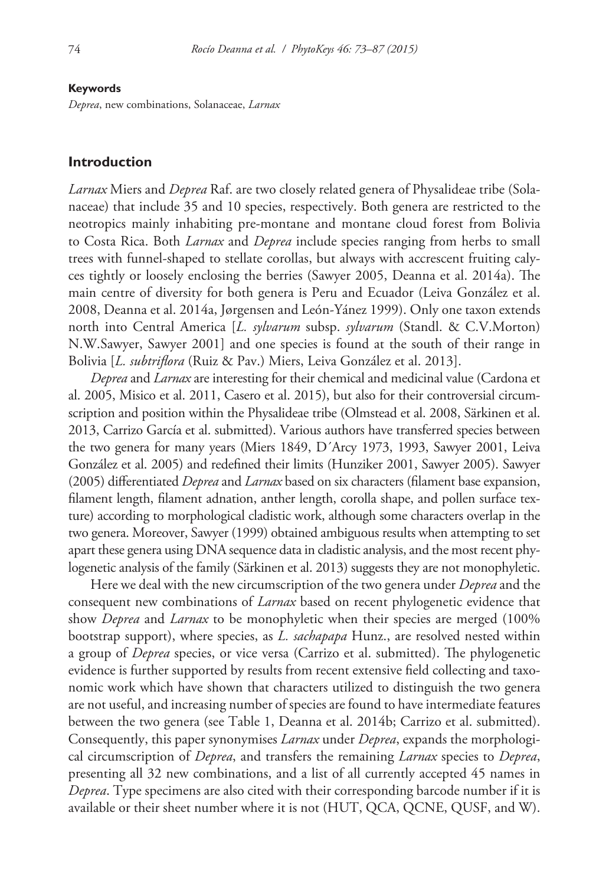**Keywords**

*Deprea*, new combinations, Solanaceae, *Larnax*

## Introduction

*Larnax* Miers and *Deprea* Raf. are two closely related genera of Physalideae tribe (Solanaceae) that include 35 and 10 species, respectively. Both genera are restricted to the neotropics mainly inhabiting pre-montane and montane cloud forest from Bolivia to Costa Rica. Both *Larnax* and *Deprea* include species ranging from herbs to small trees with funnel-shaped to stellate corollas, but always with accrescent fruiting calyces tightly or loosely enclosing the berries (Sawyer 2005, Deanna et al. 2014a). The main centre of diversity for both genera is Peru and Ecuador (Leiva González et al. 2008, Deanna et al. 2014a, Jørgensen and León-Yánez 1999). Only one taxon extends north into Central America [*L. sylvarum* subsp. *sylvarum* (Standl. & C.V.Morton) N.W.Sawyer, Sawyer 2001] and one species is found at the south of their range in Bolivia [*L. subtriflora* (Ruiz & Pav.) Miers, Leiva González et al. 2013].

*Deprea* and *Larnax* are interesting for their chemical and medicinal value (Cardona et al. 2005, Misico et al. 2011, Casero et al. 2015), but also for their controversial circumscription and position within the Physalideae tribe (Olmstead et al. 2008, Särkinen et al. 2013, Carrizo García et al. submitted). Various authors have transferred species between the two genera for many years (Miers 1849, D´Arcy 1973, 1993, Sawyer 2001, Leiva González et al. 2005) and redefined their limits (Hunziker 2001, Sawyer 2005). Sawyer (2005) differentiated *Deprea* and *Larnax* based on six characters (filament base expansion, filament length, filament adnation, anther length, corolla shape, and pollen surface texture) according to morphological cladistic work, although some characters overlap in the two genera. Moreover, Sawyer (1999) obtained ambiguous results when attempting to set apart these genera using DNA sequence data in cladistic analysis, and the most recent phylogenetic analysis of the family (Särkinen et al. 2013) suggests they are not monophyletic.

Here we deal with the new circumscription of the two genera under *Deprea* and the consequent new combinations of *Larnax* based on recent phylogenetic evidence that show *Deprea* and *Larnax* to be monophyletic when their species are merged (100% bootstrap support), where species, as *L. sachapapa* Hunz., are resolved nested within a group of *Deprea* species, or vice versa (Carrizo et al. submitted). The phylogenetic evidence is further supported by results from recent extensive field collecting and taxonomic work which have shown that characters utilized to distinguish the two genera are not useful, and increasing number of species are found to have intermediate features between the two genera (see Table 1, Deanna et al. 2014b; Carrizo et al. submitted). Consequently, this paper synonymises *Larnax* under *Deprea*, expands the morphological circumscription of *Deprea*, and transfers the remaining *Larnax* species to *Deprea*, presenting all 32 new combinations, and a list of all currently accepted 45 names in *Deprea*. Type specimens are also cited with their corresponding barcode number if it is available or their sheet number where it is not (HUT, QCA, QCNE, QUSF, and W).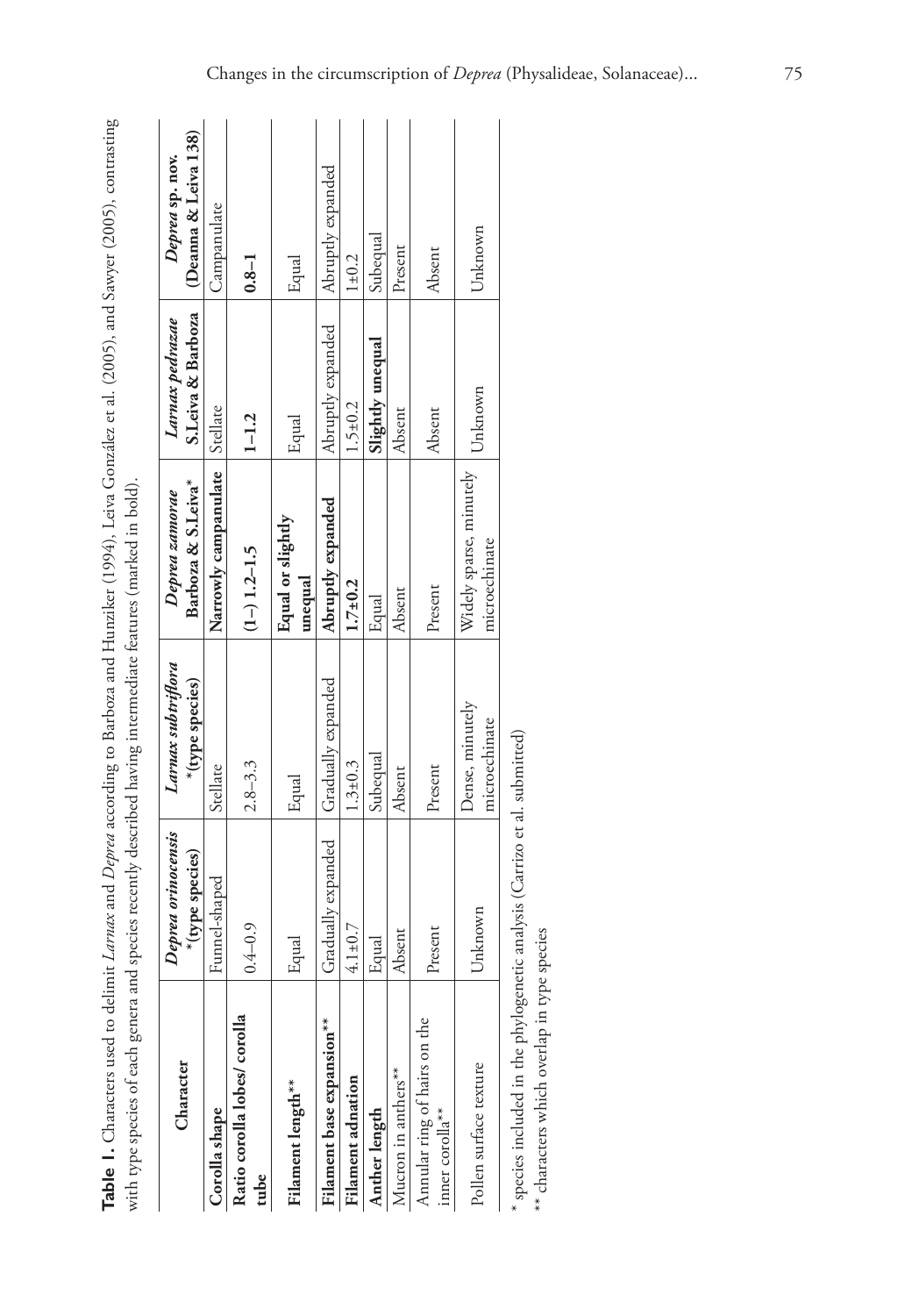**Table 1.** Characters used to delimit *Larnax* and *Deprea* according to Barboza and Hunziker (1994), Leiva González et al. (2005), and Sawyer (2005), contrasting with type species of each genera and species recently described having intermediate features (marked in bold).

| Character | *Deprea orinocensis* *(type species) | *Larnax subtriflora* *(type species) | *Deprea zamorae* Barboza & S.Leiva* | *Larnax pedrazae* S.Leiva & Barboza | *Deprea* sp. nov. (Deanna & Leiva 138) |
|---|---|---|---|---|---|
| **Corolla shape** | Funnel-shaped | Stellate | **Narrowly campanulate** | Stellate | Campanulate |
| **Ratio corolla lobes/ corolla tube** | 0.4–0.9 | 2.8–3.3 | **(1–) 1.2–1.5** | **1–1.2** | **0.8–1** |
| **Filament length**** | Equal | Equal | **Equal or slightly unequal** | Equal | Equal |
| **Filament base expansion**** | Gradually expanded | Gradually expanded | **Abruptly expanded** | Abruptly expanded | Abruptly expanded |
| **Filament adnation** | 4.1±0.7 | 1.3±0.3 | **1.7±0.2** | 1.5±0.2 | 1±0.2 |
| **Anther length** | Equal | Subequal | Equal | **Slightly unequal** | Subequal |
| Mucron in anthers** | Absent | Absent | Absent | Absent | Present |
| Annular ring of hairs on the inner corolla** | Present | Present | Present | Absent | Absent |
| Pollen surface texture | Unknown | Dense, minutely microechinate | Widely sparse, minutely microechinate | Unknown | Unknown |

\* species included in the phylogenetic analysis (Carrizo et al. submitted)
\*\* characters which overlap in type species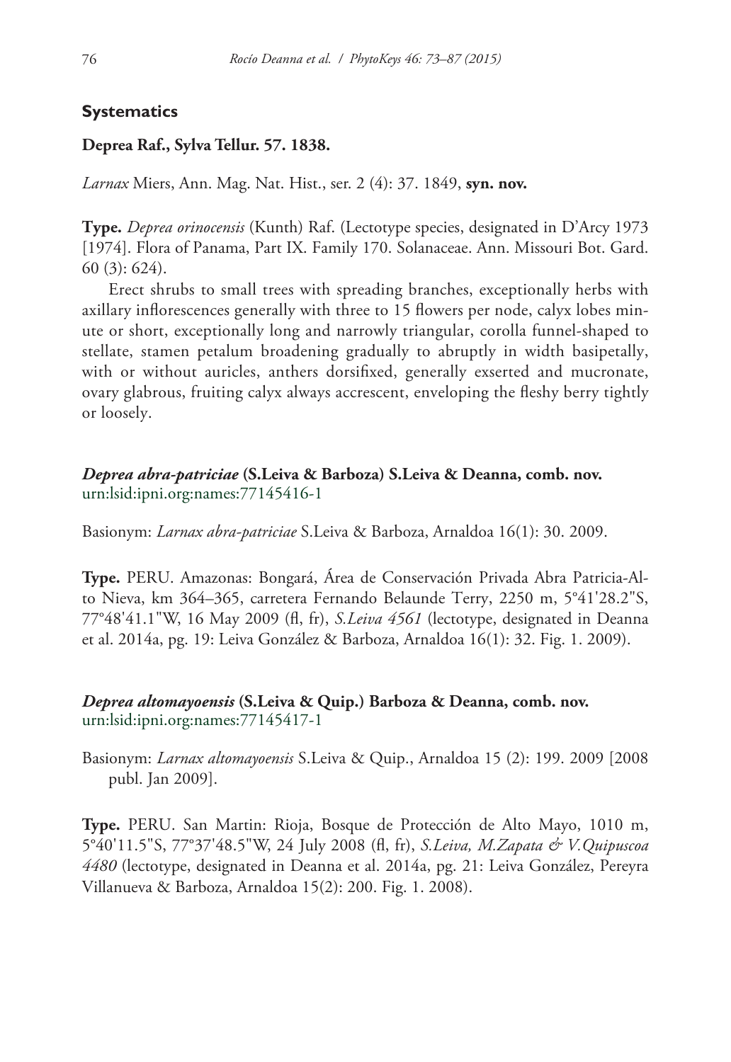## Systematics

**Deprea Raf., Sylva Tellur. 57. 1838.**

*Larnax* Miers, Ann. Mag. Nat. Hist., ser. 2 (4): 37. 1849, **syn. nov.**

**Type.** *Deprea orinocensis* (Kunth) Raf. (Lectotype species, designated in D'Arcy 1973 [1974]. Flora of Panama, Part IX. Family 170. Solanaceae. Ann. Missouri Bot. Gard. 60 (3): 624).

Erect shrubs to small trees with spreading branches, exceptionally herbs with axillary inflorescences generally with three to 15 flowers per node, calyx lobes minute or short, exceptionally long and narrowly triangular, corolla funnel-shaped to stellate, stamen petalum broadening gradually to abruptly in width basipetally, with or without auricles, anthers dorsifixed, generally exserted and mucronate, ovary glabrous, fruiting calyx always accrescent, enveloping the fleshy berry tightly or loosely.

### *Deprea abra-patriciae* (S.Leiva & Barboza) S.Leiva & Deanna, comb. nov.

urn:lsid:ipni.org:names:77145416-1

Basionym: *Larnax abra-patriciae* S.Leiva & Barboza, Arnaldoa 16(1): 30. 2009.

**Type.** PERU. Amazonas: Bongará, Área de Conservación Privada Abra Patricia-Alto Nieva, km 364–365, carretera Fernando Belaunde Terry, 2250 m, 5°41'28.2"S, 77°48'41.1"W, 16 May 2009 (fl, fr), *S.Leiva 4561* (lectotype, designated in Deanna et al. 2014a, pg. 19: Leiva González & Barboza, Arnaldoa 16(1): 32. Fig. 1. 2009).

### *Deprea altomayoensis* (S.Leiva & Quip.) Barboza & Deanna, comb. nov.

urn:lsid:ipni.org:names:77145417-1

Basionym: *Larnax altomayoensis* S.Leiva & Quip., Arnaldoa 15 (2): 199. 2009 [2008 publ. Jan 2009].

**Type.** PERU. San Martin: Rioja, Bosque de Protección de Alto Mayo, 1010 m, 5°40'11.5"S, 77°37'48.5"W, 24 July 2008 (fl, fr), *S.Leiva, M.Zapata & V.Quipuscoa 4480* (lectotype, designated in Deanna et al. 2014a, pg. 21: Leiva González, Pereyra Villanueva & Barboza, Arnaldoa 15(2): 200. Fig. 1. 2008).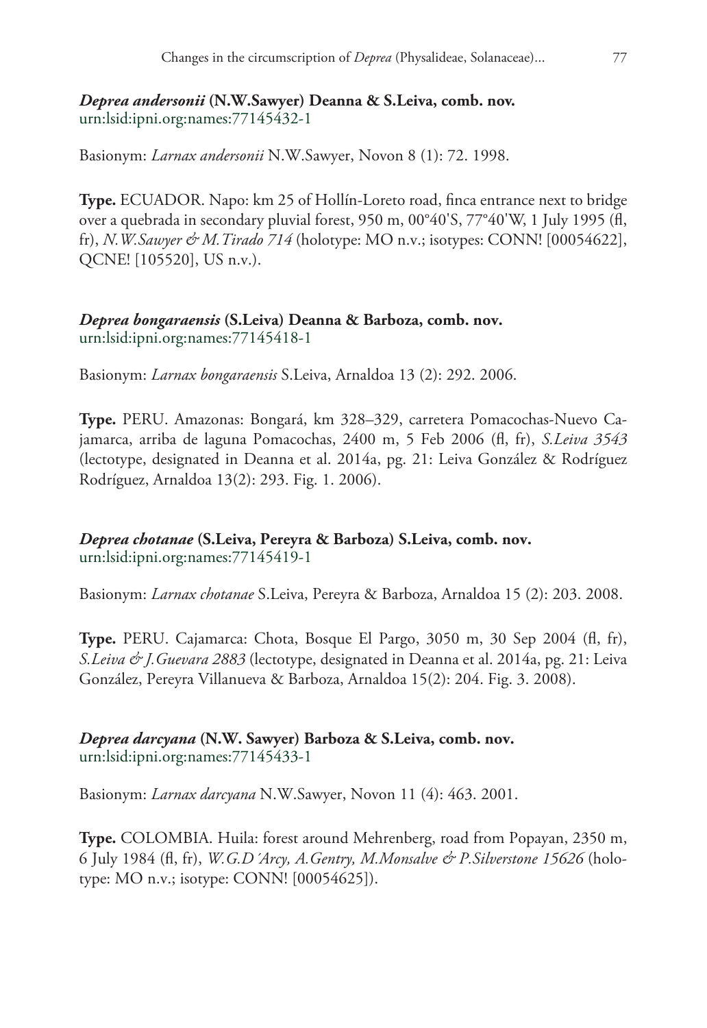***Deprea andersonii* (N.W.Sawyer) Deanna & S.Leiva, comb. nov.**
urn:lsid:ipni.org:names:77145432-1

Basionym: *Larnax andersonii* N.W.Sawyer, Novon 8 (1): 72. 1998.

**Type.** ECUADOR. Napo: km 25 of Hollín-Loreto road, finca entrance next to bridge over a quebrada in secondary pluvial forest, 950 m, 00°40'S, 77°40'W, 1 July 1995 (fl, fr), *N.W.Sawyer & M.Tirado 714* (holotype: MO n.v.; isotypes: CONN! [00054622], QCNE! [105520], US n.v.).

***Deprea bongaraensis* (S.Leiva) Deanna & Barboza, comb. nov.**
urn:lsid:ipni.org:names:77145418-1

Basionym: *Larnax bongaraensis* S.Leiva, Arnaldoa 13 (2): 292. 2006.

**Type.** PERU. Amazonas: Bongará, km 328–329, carretera Pomacochas-Nuevo Cajamarca, arriba de laguna Pomacochas, 2400 m, 5 Feb 2006 (fl, fr), *S.Leiva 3543* (lectotype, designated in Deanna et al. 2014a, pg. 21: Leiva González & Rodríguez Rodríguez, Arnaldoa 13(2): 293. Fig. 1. 2006).

***Deprea chotanae* (S.Leiva, Pereyra & Barboza) S.Leiva, comb. nov.**
urn:lsid:ipni.org:names:77145419-1

Basionym: *Larnax chotanae* S.Leiva, Pereyra & Barboza, Arnaldoa 15 (2): 203. 2008.

**Type.** PERU. Cajamarca: Chota, Bosque El Pargo, 3050 m, 30 Sep 2004 (fl, fr), *S.Leiva & J.Guevara 2883* (lectotype, designated in Deanna et al. 2014a, pg. 21: Leiva González, Pereyra Villanueva & Barboza, Arnaldoa 15(2): 204. Fig. 3. 2008).

***Deprea darcyana* (N.W. Sawyer) Barboza & S.Leiva, comb. nov.**
urn:lsid:ipni.org:names:77145433-1

Basionym: *Larnax darcyana* N.W.Sawyer, Novon 11 (4): 463. 2001.

**Type.** COLOMBIA. Huila: forest around Mehrenberg, road from Popayan, 2350 m, 6 July 1984 (fl, fr), *W.G.D´Arcy, A.Gentry, M.Monsalve & P.Silverstone 15626* (holotype: MO n.v.; isotype: CONN! [00054625]).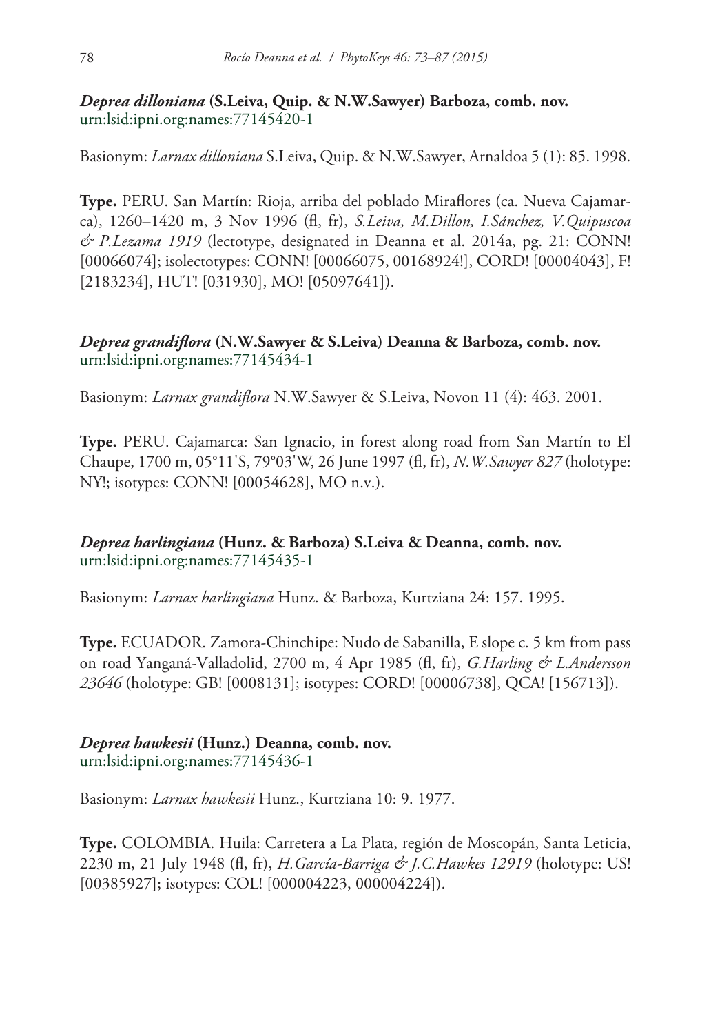***Deprea dilloniana* (S.Leiva, Quip. & N.W.Sawyer) Barboza, comb. nov.**
urn:lsid:ipni.org:names:77145420-1

Basionym: *Larnax dilloniana* S.Leiva, Quip. & N.W.Sawyer, Arnaldoa 5 (1): 85. 1998.

**Type.** PERU. San Martín: Rioja, arriba del poblado Miraflores (ca. Nueva Cajamarca), 1260–1420 m, 3 Nov 1996 (fl, fr), *S.Leiva, M.Dillon, I.Sánchez, V.Quipuscoa & P.Lezama 1919* (lectotype, designated in Deanna et al. 2014a, pg. 21: CONN! [00066074]; isolectotypes: CONN! [00066075, 00168924!], CORD! [00004043], F! [2183234], HUT! [031930], MO! [05097641]).

***Deprea grandiflora* (N.W.Sawyer & S.Leiva) Deanna & Barboza, comb. nov.**
urn:lsid:ipni.org:names:77145434-1

Basionym: *Larnax grandiflora* N.W.Sawyer & S.Leiva, Novon 11 (4): 463. 2001.

**Type.** PERU. Cajamarca: San Ignacio, in forest along road from San Martín to El Chaupe, 1700 m, 05°11'S, 79°03'W, 26 June 1997 (fl, fr), *N.W.Sawyer 827* (holotype: NY!; isotypes: CONN! [00054628], MO n.v.).

***Deprea harlingiana* (Hunz. & Barboza) S.Leiva & Deanna, comb. nov.**
urn:lsid:ipni.org:names:77145435-1

Basionym: *Larnax harlingiana* Hunz. & Barboza, Kurtziana 24: 157. 1995.

**Type.** ECUADOR. Zamora-Chinchipe: Nudo de Sabanilla, E slope c. 5 km from pass on road Yanganá-Valladolid, 2700 m, 4 Apr 1985 (fl, fr), *G.Harling & L.Andersson 23646* (holotype: GB! [0008131]; isotypes: CORD! [00006738], QCA! [156713]).

***Deprea hawkesii* (Hunz.) Deanna, comb. nov.**
urn:lsid:ipni.org:names:77145436-1

Basionym: *Larnax hawkesii* Hunz., Kurtziana 10: 9. 1977.

**Type.** COLOMBIA. Huila: Carretera a La Plata, región de Moscopán, Santa Leticia, 2230 m, 21 July 1948 (fl, fr), *H.García-Barriga & J.C.Hawkes 12919* (holotype: US! [00385927]; isotypes: COL! [000004223, 000004224]).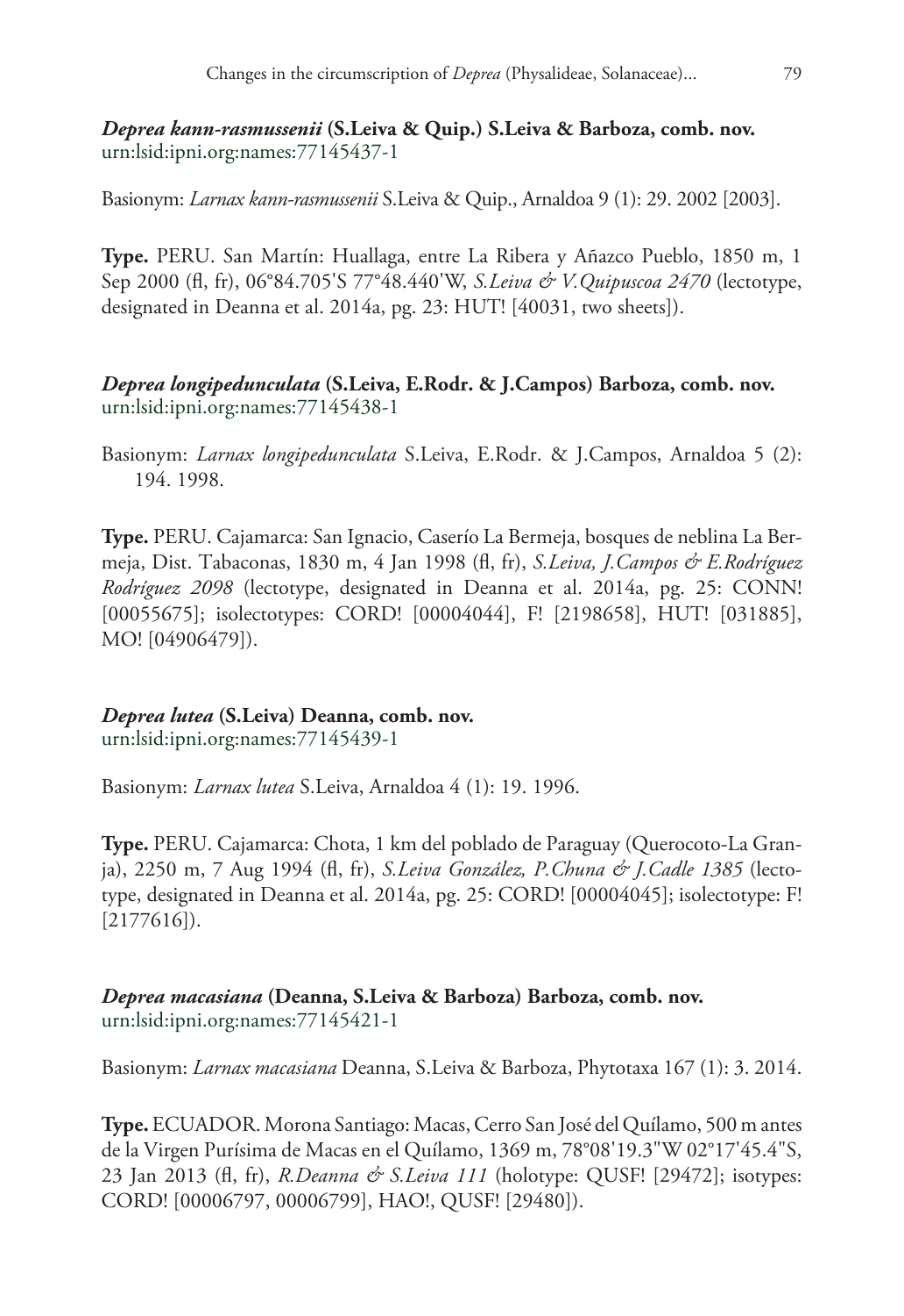***Deprea kann-rasmussenii*** **(S.Leiva & Quip.) S.Leiva & Barboza, comb. nov.**
urn:lsid:ipni.org:names:77145437-1

Basionym: *Larnax kann-rasmussenii* S.Leiva & Quip., Arnaldoa 9 (1): 29. 2002 [2003].

**Type.** PERU. San Martín: Huallaga, entre La Ribera y Añazco Pueblo, 1850 m, 1 Sep 2000 (fl, fr), 06°84.705'S 77°48.440'W, *S.Leiva & V.Quipuscoa 2470* (lectotype, designated in Deanna et al. 2014a, pg. 23: HUT! [40031, two sheets]).

***Deprea longipedunculata*** **(S.Leiva, E.Rodr. & J.Campos) Barboza, comb. nov.**
urn:lsid:ipni.org:names:77145438-1

Basionym: *Larnax longipedunculata* S.Leiva, E.Rodr. & J.Campos, Arnaldoa 5 (2): 194. 1998.

**Type.** PERU. Cajamarca: San Ignacio, Caserío La Bermeja, bosques de neblina La Bermeja, Dist. Tabaconas, 1830 m, 4 Jan 1998 (fl, fr), *S.Leiva, J.Campos & E.Rodríguez Rodríguez 2098* (lectotype, designated in Deanna et al. 2014a, pg. 25: CONN! [00055675]; isolectotypes: CORD! [00004044], F! [2198658], HUT! [031885], MO! [04906479]).

***Deprea lutea*** **(S.Leiva) Deanna, comb. nov.**
urn:lsid:ipni.org:names:77145439-1

Basionym: *Larnax lutea* S.Leiva, Arnaldoa 4 (1): 19. 1996.

**Type.** PERU. Cajamarca: Chota, 1 km del poblado de Paraguay (Querocoto-La Granja), 2250 m, 7 Aug 1994 (fl, fr), *S.Leiva González, P.Chuna & J.Cadle 1385* (lectotype, designated in Deanna et al. 2014a, pg. 25: CORD! [00004045]; isolectotype: F! [2177616]).

***Deprea macasiana*** **(Deanna, S.Leiva & Barboza) Barboza, comb. nov.**
urn:lsid:ipni.org:names:77145421-1

Basionym: *Larnax macasiana* Deanna, S.Leiva & Barboza, Phytotaxa 167 (1): 3. 2014.

**Type.** ECUADOR. Morona Santiago: Macas, Cerro San José del Quílamo, 500 m antes de la Virgen Purísima de Macas en el Quílamo, 1369 m, 78°08'19.3"W 02°17'45.4"S, 23 Jan 2013 (fl, fr), *R.Deanna & S.Leiva 111* (holotype: QUSF! [29472]; isotypes: CORD! [00006797, 00006799], HAO!, QUSF! [29480]).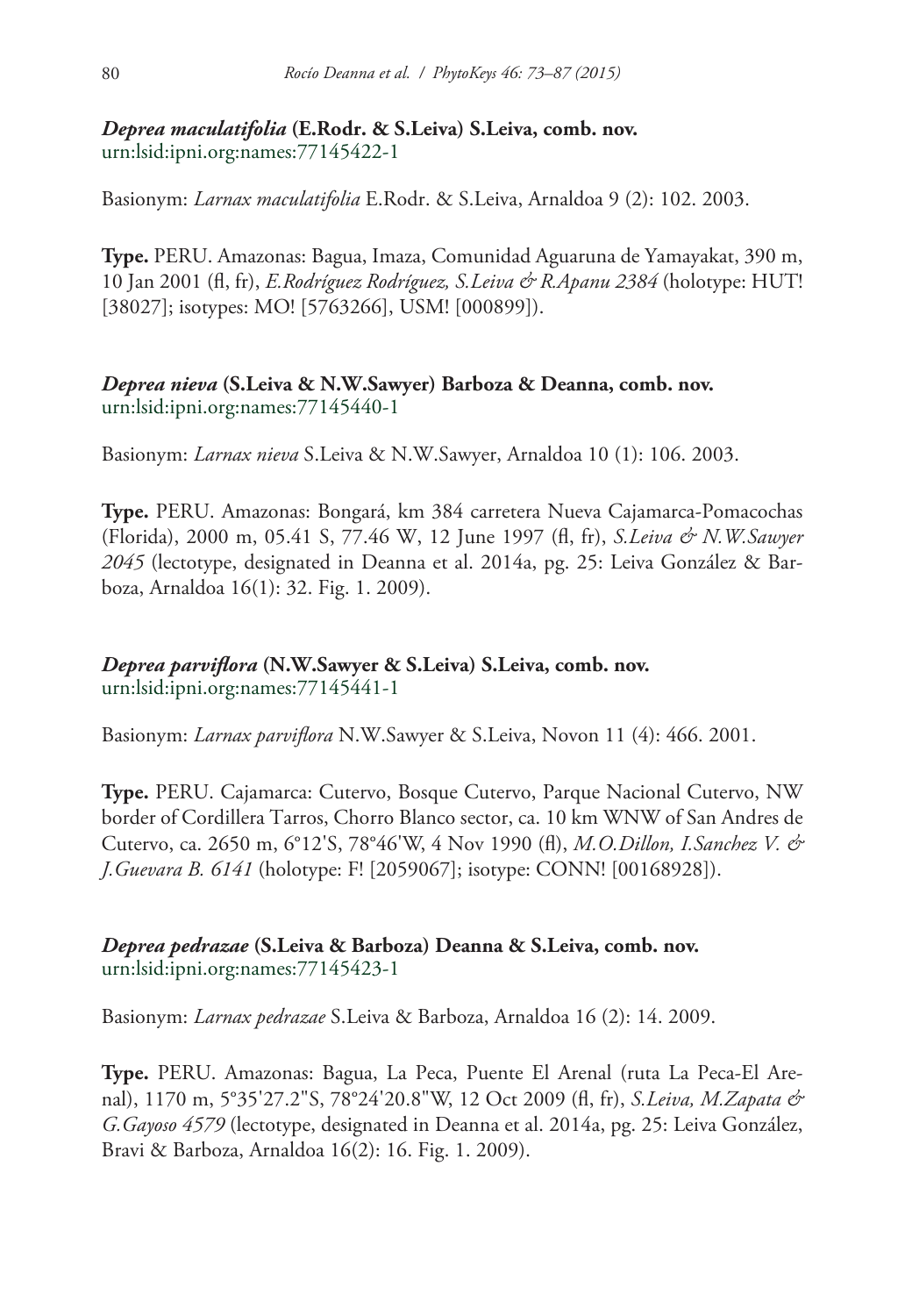***Deprea maculatifolia*** **(E.Rodr. & S.Leiva) S.Leiva, comb. nov.**
urn:lsid:ipni.org:names:77145422-1

Basionym: *Larnax maculatifolia* E.Rodr. & S.Leiva, Arnaldoa 9 (2): 102. 2003.

**Type.** PERU. Amazonas: Bagua, Imaza, Comunidad Aguaruna de Yamayakat, 390 m, 10 Jan 2001 (fl, fr), *E.Rodríguez Rodríguez, S.Leiva & R.Apanu 2384* (holotype: HUT! [38027]; isotypes: MO! [5763266], USM! [000899]).

***Deprea nieva*** **(S.Leiva & N.W.Sawyer) Barboza & Deanna, comb. nov.**
urn:lsid:ipni.org:names:77145440-1

Basionym: *Larnax nieva* S.Leiva & N.W.Sawyer, Arnaldoa 10 (1): 106. 2003.

**Type.** PERU. Amazonas: Bongará, km 384 carretera Nueva Cajamarca-Pomacochas (Florida), 2000 m, 05.41 S, 77.46 W, 12 June 1997 (fl, fr), *S.Leiva & N.W.Sawyer 2045* (lectotype, designated in Deanna et al. 2014a, pg. 25: Leiva González & Barboza, Arnaldoa 16(1): 32. Fig. 1. 2009).

***Deprea parviflora*** **(N.W.Sawyer & S.Leiva) S.Leiva, comb. nov.**
urn:lsid:ipni.org:names:77145441-1

Basionym: *Larnax parviflora* N.W.Sawyer & S.Leiva, Novon 11 (4): 466. 2001.

**Type.** PERU. Cajamarca: Cutervo, Bosque Cutervo, Parque Nacional Cutervo, NW border of Cordillera Tarros, Chorro Blanco sector, ca. 10 km WNW of San Andres de Cutervo, ca. 2650 m, 6°12'S, 78°46'W, 4 Nov 1990 (fl), *M.O.Dillon, I.Sanchez V. & J.Guevara B. 6141* (holotype: F! [2059067]; isotype: CONN! [00168928]).

***Deprea pedrazae*** **(S.Leiva & Barboza) Deanna & S.Leiva, comb. nov.**
urn:lsid:ipni.org:names:77145423-1

Basionym: *Larnax pedrazae* S.Leiva & Barboza, Arnaldoa 16 (2): 14. 2009.

**Type.** PERU. Amazonas: Bagua, La Peca, Puente El Arenal (ruta La Peca-El Arenal), 1170 m, 5°35'27.2"S, 78°24'20.8"W, 12 Oct 2009 (fl, fr), *S.Leiva, M.Zapata & G.Gayoso 4579* (lectotype, designated in Deanna et al. 2014a, pg. 25: Leiva González, Bravi & Barboza, Arnaldoa 16(2): 16. Fig. 1. 2009).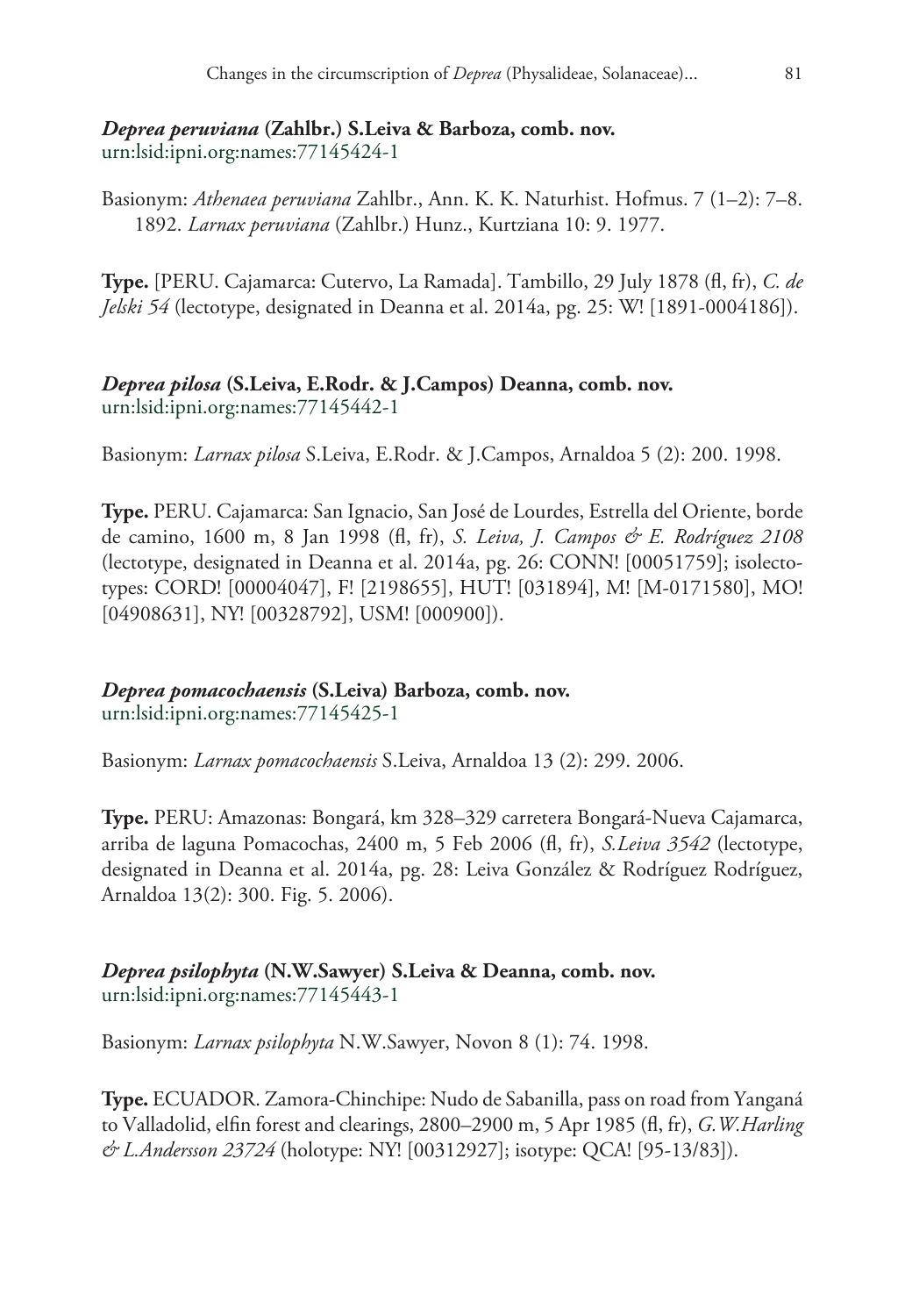***Deprea peruviana* (Zahlbr.) S.Leiva & Barboza, comb. nov.**
urn:lsid:ipni.org:names:77145424-1

Basionym: *Athenaea peruviana* Zahlbr., Ann. K. K. Naturhist. Hofmus. 7 (1–2): 7–8. 1892. *Larnax peruviana* (Zahlbr.) Hunz., Kurtziana 10: 9. 1977.

**Type.** [PERU. Cajamarca: Cutervo, La Ramada]. Tambillo, 29 July 1878 (fl, fr), *C. de Jelski 54* (lectotype, designated in Deanna et al. 2014a, pg. 25: W! [1891-0004186]).

***Deprea pilosa* (S.Leiva, E.Rodr. & J.Campos) Deanna, comb. nov.**
urn:lsid:ipni.org:names:77145442-1

Basionym: *Larnax pilosa* S.Leiva, E.Rodr. & J.Campos, Arnaldoa 5 (2): 200. 1998.

**Type.** PERU. Cajamarca: San Ignacio, San José de Lourdes, Estrella del Oriente, borde de camino, 1600 m, 8 Jan 1998 (fl, fr), *S. Leiva, J. Campos & E. Rodríguez 2108* (lectotype, designated in Deanna et al. 2014a, pg. 26: CONN! [00051759]; isolectotypes: CORD! [00004047], F! [2198655], HUT! [031894], M! [M-0171580], MO! [04908631], NY! [00328792], USM! [000900]).

***Deprea pomacochaensis* (S.Leiva) Barboza, comb. nov.**
urn:lsid:ipni.org:names:77145425-1

Basionym: *Larnax pomacochaensis* S.Leiva, Arnaldoa 13 (2): 299. 2006.

**Type.** PERU: Amazonas: Bongará, km 328–329 carretera Bongará-Nueva Cajamarca, arriba de laguna Pomacochas, 2400 m, 5 Feb 2006 (fl, fr), *S.Leiva 3542* (lectotype, designated in Deanna et al. 2014a, pg. 28: Leiva González & Rodríguez Rodríguez, Arnaldoa 13(2): 300. Fig. 5. 2006).

***Deprea psilophyta* (N.W.Sawyer) S.Leiva & Deanna, comb. nov.**
urn:lsid:ipni.org:names:77145443-1

Basionym: *Larnax psilophyta* N.W.Sawyer, Novon 8 (1): 74. 1998.

**Type.** ECUADOR. Zamora-Chinchipe: Nudo de Sabanilla, pass on road from Yanganá to Valladolid, elfin forest and clearings, 2800–2900 m, 5 Apr 1985 (fl, fr), *G.W.Harling & L.Andersson 23724* (holotype: NY! [00312927]; isotype: QCA! [95-13/83]).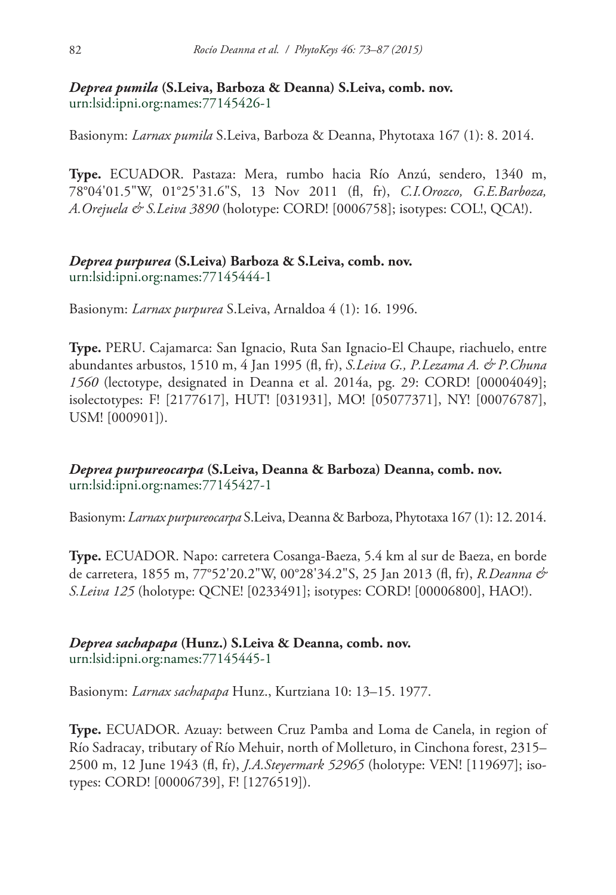***Deprea pumila* (S.Leiva, Barboza & Deanna) S.Leiva, comb. nov.**
urn:lsid:ipni.org:names:77145426-1

Basionym: *Larnax pumila* S.Leiva, Barboza & Deanna, Phytotaxa 167 (1): 8. 2014.

**Type.** ECUADOR. Pastaza: Mera, rumbo hacia Río Anzú, sendero, 1340 m, 78°04'01.5"W, 01°25'31.6"S, 13 Nov 2011 (fl, fr), *C.I.Orozco, G.E.Barboza, A.Orejuela & S.Leiva 3890* (holotype: CORD! [0006758]; isotypes: COL!, QCA!).

***Deprea purpurea* (S.Leiva) Barboza & S.Leiva, comb. nov.**
urn:lsid:ipni.org:names:77145444-1

Basionym: *Larnax purpurea* S.Leiva, Arnaldoa 4 (1): 16. 1996.

**Type.** PERU. Cajamarca: San Ignacio, Ruta San Ignacio-El Chaupe, riachuelo, entre abundantes arbustos, 1510 m, 4 Jan 1995 (fl, fr), *S.Leiva G., P.Lezama A. & P.Chuna 1560* (lectotype, designated in Deanna et al. 2014a, pg. 29: CORD! [00004049]; isolectotypes: F! [2177617], HUT! [031931], MO! [05077371], NY! [00076787], USM! [000901]).

***Deprea purpureocarpa* (S.Leiva, Deanna & Barboza) Deanna, comb. nov.**
urn:lsid:ipni.org:names:77145427-1

Basionym: *Larnax purpureocarpa* S.Leiva, Deanna & Barboza, Phytotaxa 167 (1): 12. 2014.

**Type.** ECUADOR. Napo: carretera Cosanga-Baeza, 5.4 km al sur de Baeza, en borde de carretera, 1855 m, 77°52'20.2"W, 00°28'34.2"S, 25 Jan 2013 (fl, fr), *R.Deanna & S.Leiva 125* (holotype: QCNE! [0233491]; isotypes: CORD! [00006800], HAO!).

***Deprea sachapapa* (Hunz.) S.Leiva & Deanna, comb. nov.**
urn:lsid:ipni.org:names:77145445-1

Basionym: *Larnax sachapapa* Hunz., Kurtziana 10: 13–15. 1977.

**Type.** ECUADOR. Azuay: between Cruz Pamba and Loma de Canela, in region of Río Sadracay, tributary of Río Mehuir, north of Molleturo, in Cinchona forest, 2315–2500 m, 12 June 1943 (fl, fr), *J.A.Steyermark 52965* (holotype: VEN! [119697]; isotypes: CORD! [00006739], F! [1276519]).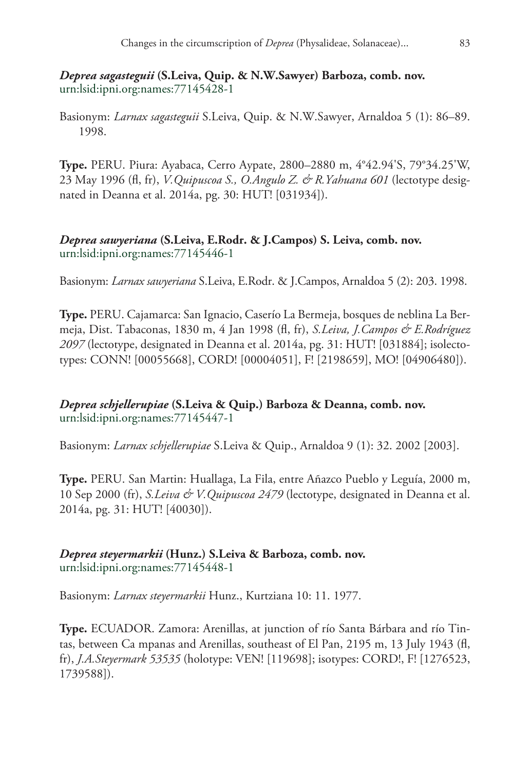***Deprea sagasteguii* (S.Leiva, Quip. & N.W.Sawyer) Barboza, comb. nov.**
urn:lsid:ipni.org:names:77145428-1

Basionym: *Larnax sagasteguii* S.Leiva, Quip. & N.W.Sawyer, Arnaldoa 5 (1): 86–89. 1998.

**Type.** PERU. Piura: Ayabaca, Cerro Aypate, 2800–2880 m, 4°42.94'S, 79°34.25'W, 23 May 1996 (fl, fr), *V.Quipuscoa S., O.Angulo Z. & R.Yahuana 601* (lectotype designated in Deanna et al. 2014a, pg. 30: HUT! [031934]).

***Deprea sawyeriana* (S.Leiva, E.Rodr. & J.Campos) S. Leiva, comb. nov.**
urn:lsid:ipni.org:names:77145446-1

Basionym: *Larnax sawyeriana* S.Leiva, E.Rodr. & J.Campos, Arnaldoa 5 (2): 203. 1998.

**Type.** PERU. Cajamarca: San Ignacio, Caserío La Bermeja, bosques de neblina La Bermeja, Dist. Tabaconas, 1830 m, 4 Jan 1998 (fl, fr), *S.Leiva, J.Campos & E.Rodríguez 2097* (lectotype, designated in Deanna et al. 2014a, pg. 31: HUT! [031884]; isolectotypes: CONN! [00055668], CORD! [00004051], F! [2198659], MO! [04906480]).

***Deprea schjellerupiae* (S.Leiva & Quip.) Barboza & Deanna, comb. nov.**
urn:lsid:ipni.org:names:77145447-1

Basionym: *Larnax schjellerupiae* S.Leiva & Quip., Arnaldoa 9 (1): 32. 2002 [2003].

**Type.** PERU. San Martin: Huallaga, La Fila, entre Añazco Pueblo y Leguía, 2000 m, 10 Sep 2000 (fr), *S.Leiva & V.Quipuscoa 2479* (lectotype, designated in Deanna et al. 2014a, pg. 31: HUT! [40030]).

***Deprea steyermarkii* (Hunz.) S.Leiva & Barboza, comb. nov.**
urn:lsid:ipni.org:names:77145448-1

Basionym: *Larnax steyermarkii* Hunz., Kurtziana 10: 11. 1977.

**Type.** ECUADOR. Zamora: Arenillas, at junction of río Santa Bárbara and río Tintas, between Ca mpanas and Arenillas, southeast of El Pan, 2195 m, 13 July 1943 (fl, fr), *J.A.Steyermark 53535* (holotype: VEN! [119698]; isotypes: CORD!, F! [1276523, 1739588]).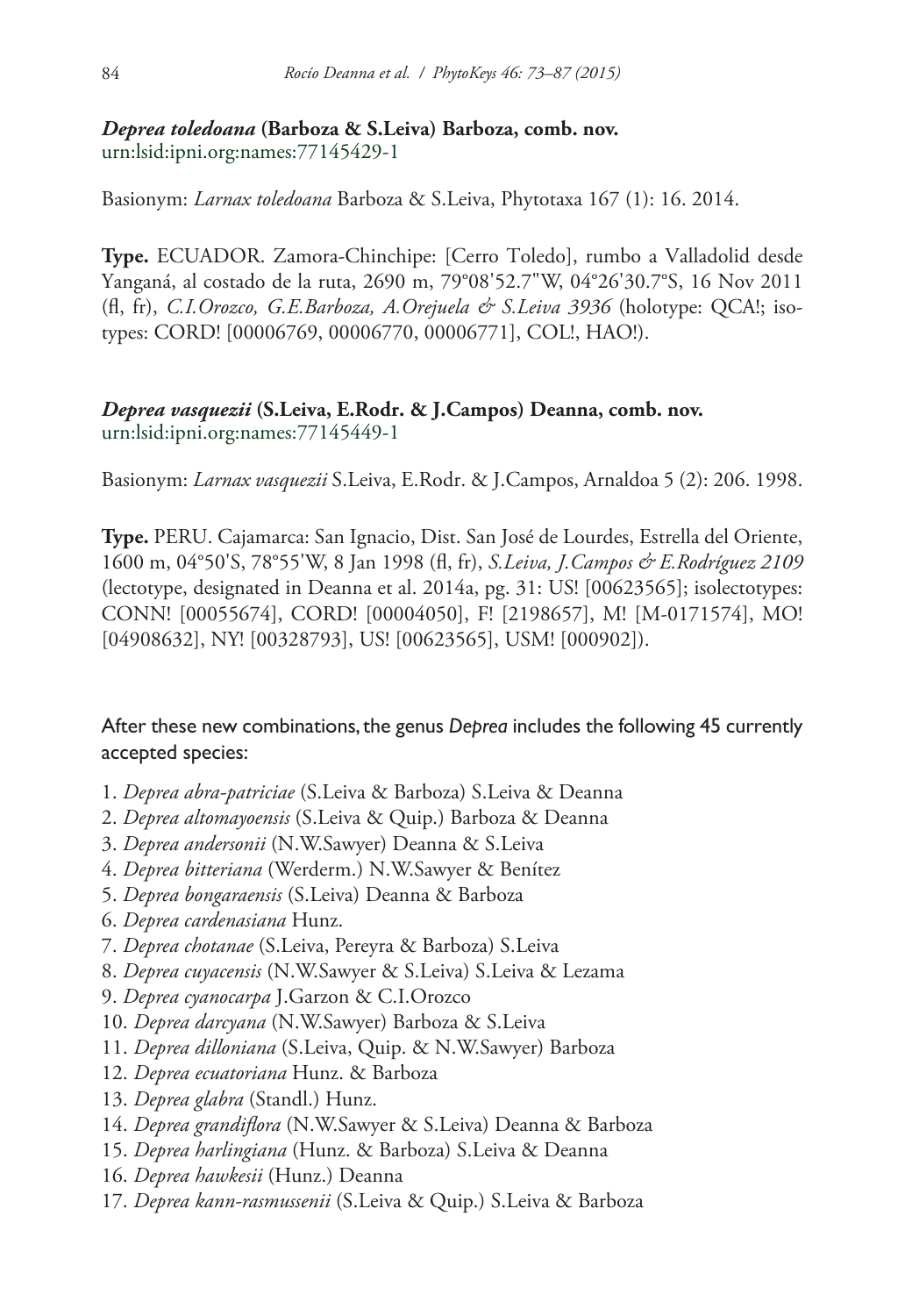***Deprea toledoana* (Barboza & S.Leiva) Barboza, comb. nov.**
urn:lsid:ipni.org:names:77145429-1

Basionym: *Larnax toledoana* Barboza & S.Leiva, Phytotaxa 167 (1): 16. 2014.

**Type.** ECUADOR. Zamora-Chinchipe: [Cerro Toledo], rumbo a Valladolid desde Yanganá, al costado de la ruta, 2690 m, 79°08'52.7"W, 04°26'30.7"S, 16 Nov 2011 (fl, fr), *C.I.Orozco, G.E.Barboza, A.Orejuela & S.Leiva 3936* (holotype: QCA!; isotypes: CORD! [00006769, 00006770, 00006771], COL!, HAO!).

***Deprea vasquezii* (S.Leiva, E.Rodr. & J.Campos) Deanna, comb. nov.**
urn:lsid:ipni.org:names:77145449-1

Basionym: *Larnax vasquezii* S.Leiva, E.Rodr. & J.Campos, Arnaldoa 5 (2): 206. 1998.

**Type.** PERU. Cajamarca: San Ignacio, Dist. San José de Lourdes, Estrella del Oriente, 1600 m, 04°50'S, 78°55'W, 8 Jan 1998 (fl, fr), *S.Leiva, J.Campos & E.Rodríguez 2109* (lectotype, designated in Deanna et al. 2014a, pg. 31: US! [00623565]; isolectotypes: CONN! [00055674], CORD! [00004050], F! [2198657], M! [M-0171574], MO! [04908632], NY! [00328793], US! [00623565], USM! [000902]).

After these new combinations, the genus *Deprea* includes the following 45 currently accepted species:

1. *Deprea abra-patriciae* (S.Leiva & Barboza) S.Leiva & Deanna
2. *Deprea altomayoensis* (S.Leiva & Quip.) Barboza & Deanna
3. *Deprea andersonii* (N.W.Sawyer) Deanna & S.Leiva
4. *Deprea bitteriana* (Werderm.) N.W.Sawyer & Benítez
5. *Deprea bongaraensis* (S.Leiva) Deanna & Barboza
6. *Deprea cardenasiana* Hunz.
7. *Deprea chotanae* (S.Leiva, Pereyra & Barboza) S.Leiva
8. *Deprea cuyacensis* (N.W.Sawyer & S.Leiva) S.Leiva & Lezama
9. *Deprea cyanocarpa* J.Garzon & C.I.Orozco
10. *Deprea darcyana* (N.W.Sawyer) Barboza & S.Leiva
11. *Deprea dilloniana* (S.Leiva, Quip. & N.W.Sawyer) Barboza
12. *Deprea ecuatoriana* Hunz. & Barboza
13. *Deprea glabra* (Standl.) Hunz.
14. *Deprea grandiflora* (N.W.Sawyer & S.Leiva) Deanna & Barboza
15. *Deprea harlingiana* (Hunz. & Barboza) S.Leiva & Deanna
16. *Deprea hawkesii* (Hunz.) Deanna
17. *Deprea kann-rasmussenii* (S.Leiva & Quip.) S.Leiva & Barboza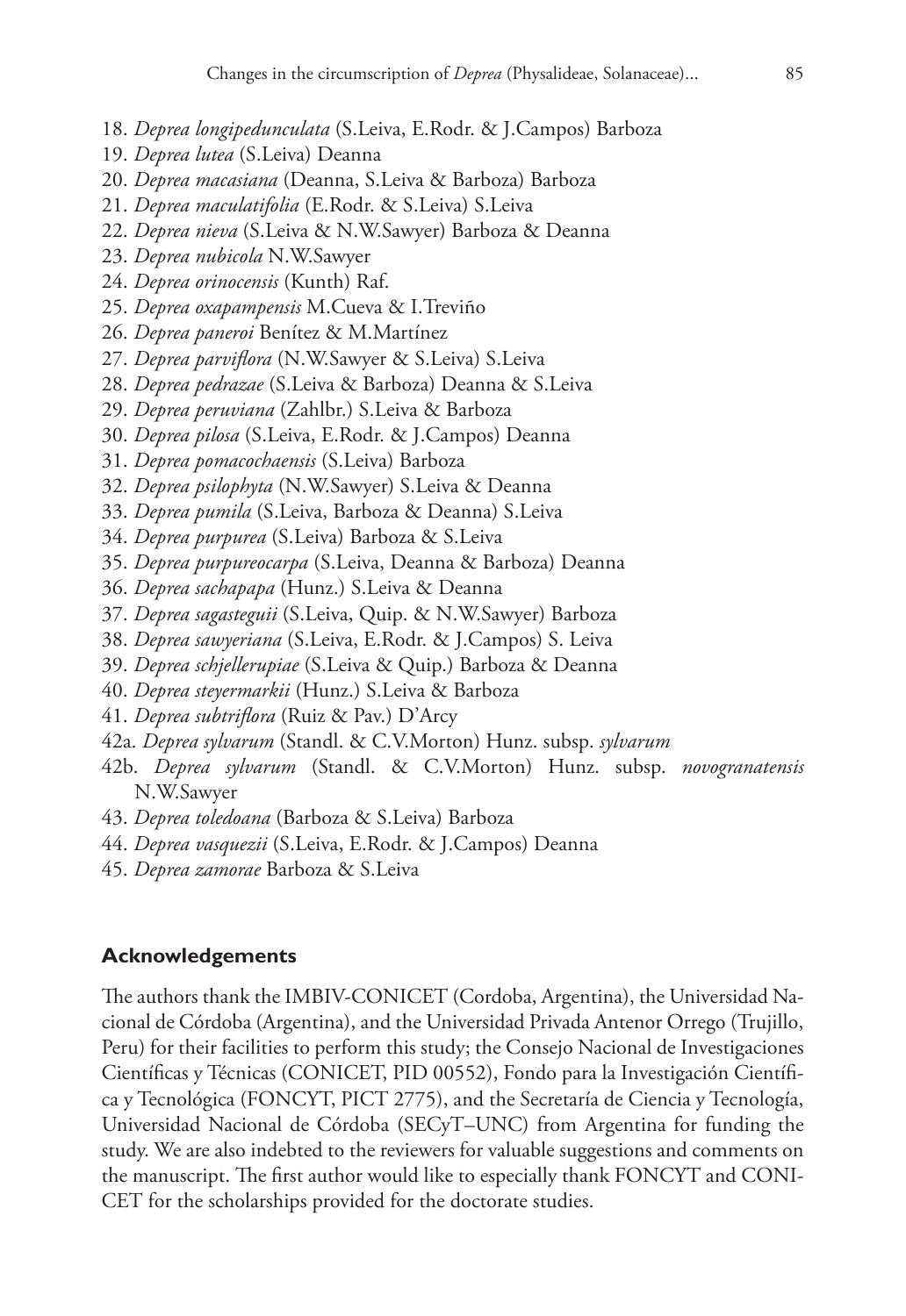18. *Deprea longipedunculata* (S.Leiva, E.Rodr. & J.Campos) Barboza
19. *Deprea lutea* (S.Leiva) Deanna
20. *Deprea macasiana* (Deanna, S.Leiva & Barboza) Barboza
21. *Deprea maculatifolia* (E.Rodr. & S.Leiva) S.Leiva
22. *Deprea nieva* (S.Leiva & N.W.Sawyer) Barboza & Deanna
23. *Deprea nubicola* N.W.Sawyer
24. *Deprea orinocensis* (Kunth) Raf.
25. *Deprea oxapampensis* M.Cueva & I.Treviño
26. *Deprea paneroi* Benítez & M.Martínez
27. *Deprea parviflora* (N.W.Sawyer & S.Leiva) S.Leiva
28. *Deprea pedrazae* (S.Leiva & Barboza) Deanna & S.Leiva
29. *Deprea peruviana* (Zahlbr.) S.Leiva & Barboza
30. *Deprea pilosa* (S.Leiva, E.Rodr. & J.Campos) Deanna
31. *Deprea pomacochaensis* (S.Leiva) Barboza
32. *Deprea psilophyta* (N.W.Sawyer) S.Leiva & Deanna
33. *Deprea pumila* (S.Leiva, Barboza & Deanna) S.Leiva
34. *Deprea purpurea* (S.Leiva) Barboza & S.Leiva
35. *Deprea purpureocarpa* (S.Leiva, Deanna & Barboza) Deanna
36. *Deprea sachapapa* (Hunz.) S.Leiva & Deanna
37. *Deprea sagasteguii* (S.Leiva, Quip. & N.W.Sawyer) Barboza
38. *Deprea sawyeriana* (S.Leiva, E.Rodr. & J.Campos) S. Leiva
39. *Deprea schjellerupiae* (S.Leiva & Quip.) Barboza & Deanna
40. *Deprea steyermarkii* (Hunz.) S.Leiva & Barboza
41. *Deprea subtriflora* (Ruiz & Pav.) D'Arcy

42a. *Deprea sylvarum* (Standl. & C.V.Morton) Hunz. subsp. *sylvarum*

42b. *Deprea sylvarum* (Standl. & C.V.Morton) Hunz. subsp. *novogranatensis* N.W.Sawyer

43. *Deprea toledoana* (Barboza & S.Leiva) Barboza
44. *Deprea vasquezii* (S.Leiva, E.Rodr. & J.Campos) Deanna
45. *Deprea zamorae* Barboza & S.Leiva

## Acknowledgements

The authors thank the IMBIV-CONICET (Cordoba, Argentina), the Universidad Nacional de Córdoba (Argentina), and the Universidad Privada Antenor Orrego (Trujillo, Peru) for their facilities to perform this study; the Consejo Nacional de Investigaciones Científicas y Técnicas (CONICET, PID 00552), Fondo para la Investigación Científica y Tecnológica (FONCYT, PICT 2775), and the Secretaría de Ciencia y Tecnología, Universidad Nacional de Córdoba (SECyT–UNC) from Argentina for funding the study. We are also indebted to the reviewers for valuable suggestions and comments on the manuscript. The first author would like to especially thank FONCYT and CONICET for the scholarships provided for the doctorate studies.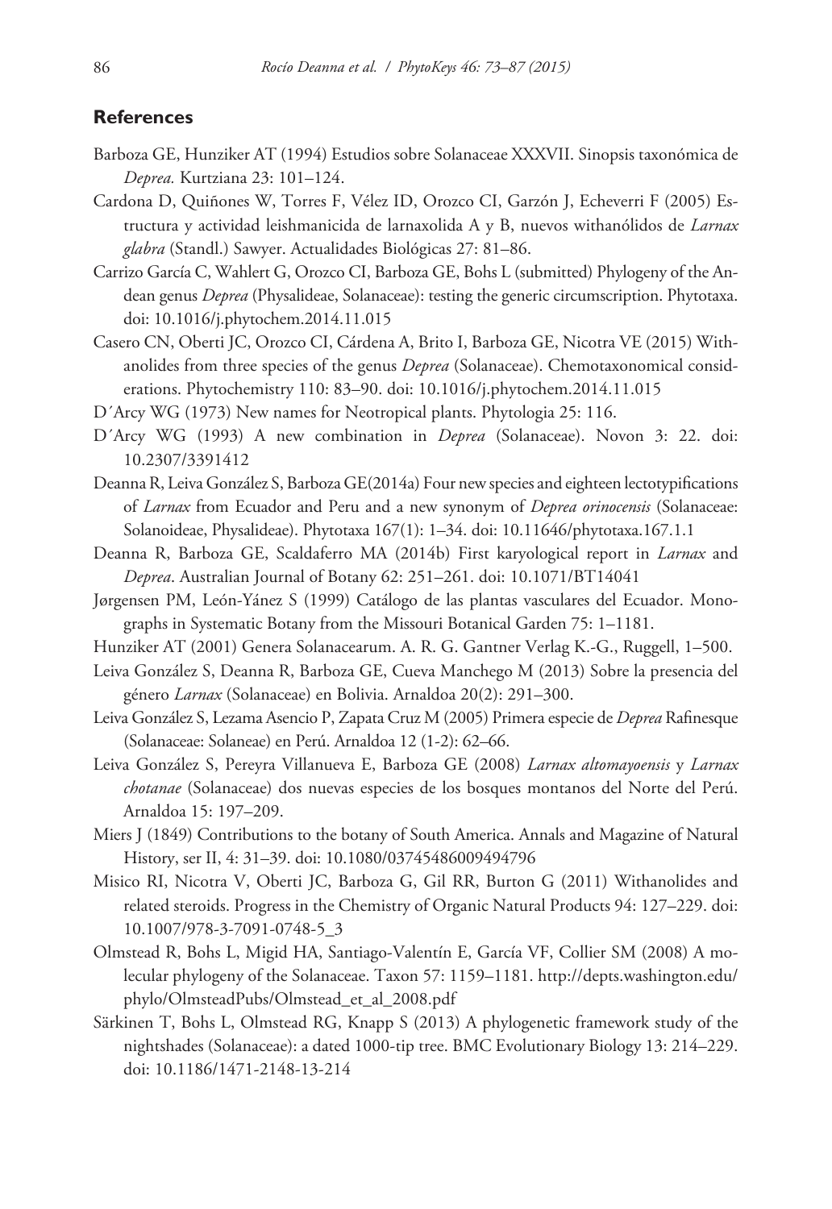## References

Barboza GE, Hunziker AT (1994) Estudios sobre Solanaceae XXXVII. Sinopsis taxonómica de *Deprea.* Kurtziana 23: 101–124.

Cardona D, Quiñones W, Torres F, Vélez ID, Orozco CI, Garzón J, Echeverri F (2005) Estructura y actividad leishmanicida de larnaxolida A y B, nuevos withanólidos de *Larnax glabra* (Standl.) Sawyer. Actualidades Biológicas 27: 81–86.

Carrizo García C, Wahlert G, Orozco CI, Barboza GE, Bohs L (submitted) Phylogeny of the Andean genus *Deprea* (Physalideae, Solanaceae): testing the generic circumscription. Phytotaxa. doi: 10.1016/j.phytochem.2014.11.015

Casero CN, Oberti JC, Orozco CI, Cárdena A, Brito I, Barboza GE, Nicotra VE (2015) Withanolides from three species of the genus *Deprea* (Solanaceae). Chemotaxonomical considerations. Phytochemistry 110: 83–90. doi: 10.1016/j.phytochem.2014.11.015

D´Arcy WG (1973) New names for Neotropical plants. Phytologia 25: 116.

D´Arcy WG (1993) A new combination in *Deprea* (Solanaceae). Novon 3: 22. doi: 10.2307/3391412

Deanna R, Leiva González S, Barboza GE(2014a) Four new species and eighteen lectotypifications of *Larnax* from Ecuador and Peru and a new synonym of *Deprea orinocensis* (Solanaceae: Solanoideae, Physalideae). Phytotaxa 167(1): 1–34. doi: 10.11646/phytotaxa.167.1.1

Deanna R, Barboza GE, Scaldaferro MA (2014b) First karyological report in *Larnax* and *Deprea*. Australian Journal of Botany 62: 251–261. doi: 10.1071/BT14041

Jørgensen PM, León-Yánez S (1999) Catálogo de las plantas vasculares del Ecuador. Monographs in Systematic Botany from the Missouri Botanical Garden 75: 1–1181.

Hunziker AT (2001) Genera Solanacearum. A. R. G. Gantner Verlag K.-G., Ruggell, 1–500.

Leiva González S, Deanna R, Barboza GE, Cueva Manchego M (2013) Sobre la presencia del género *Larnax* (Solanaceae) en Bolivia. Arnaldoa 20(2): 291–300.

Leiva González S, Lezama Asencio P, Zapata Cruz M (2005) Primera especie de *Deprea* Rafinesque (Solanaceae: Solaneae) en Perú. Arnaldoa 12 (1-2): 62–66.

Leiva González S, Pereyra Villanueva E, Barboza GE (2008) *Larnax altomayoensis* y *Larnax chotanae* (Solanaceae) dos nuevas especies de los bosques montanos del Norte del Perú. Arnaldoa 15: 197–209.

Miers J (1849) Contributions to the botany of South America. Annals and Magazine of Natural History, ser II, 4: 31–39. doi: 10.1080/03745486009494796

Misico RI, Nicotra V, Oberti JC, Barboza G, Gil RR, Burton G (2011) Withanolides and related steroids. Progress in the Chemistry of Organic Natural Products 94: 127–229. doi: 10.1007/978-3-7091-0748-5_3

Olmstead R, Bohs L, Migid HA, Santiago-Valentín E, García VF, Collier SM (2008) A molecular phylogeny of the Solanaceae. Taxon 57: 1159–1181. http://depts.washington.edu/phylo/OlmsteadPubs/Olmstead_et_al_2008.pdf

Särkinen T, Bohs L, Olmstead RG, Knapp S (2013) A phylogenetic framework study of the nightshades (Solanaceae): a dated 1000-tip tree. BMC Evolutionary Biology 13: 214–229. doi: 10.1186/1471-2148-13-214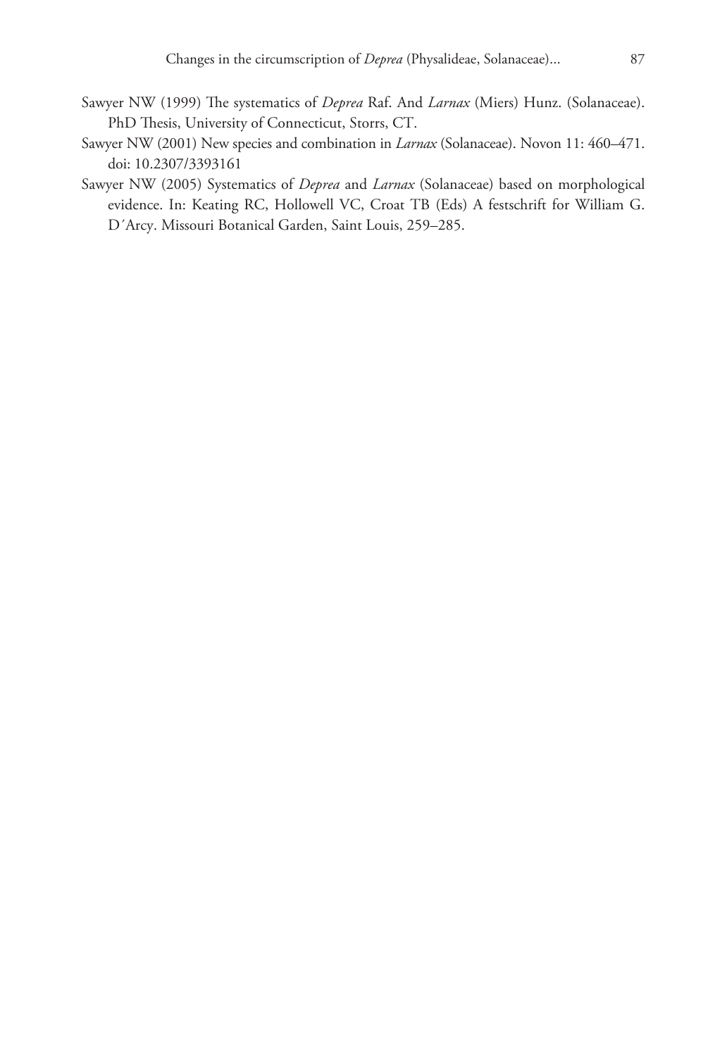Sawyer NW (1999) The systematics of *Deprea* Raf. And *Larnax* (Miers) Hunz. (Solanaceae). PhD Thesis, University of Connecticut, Storrs, CT.

Sawyer NW (2001) New species and combination in *Larnax* (Solanaceae). Novon 11: 460–471. doi: 10.2307/3393161

Sawyer NW (2005) Systematics of *Deprea* and *Larnax* (Solanaceae) based on morphological evidence. In: Keating RC, Hollowell VC, Croat TB (Eds) A festschrift for William G. D´Arcy. Missouri Botanical Garden, Saint Louis, 259–285.